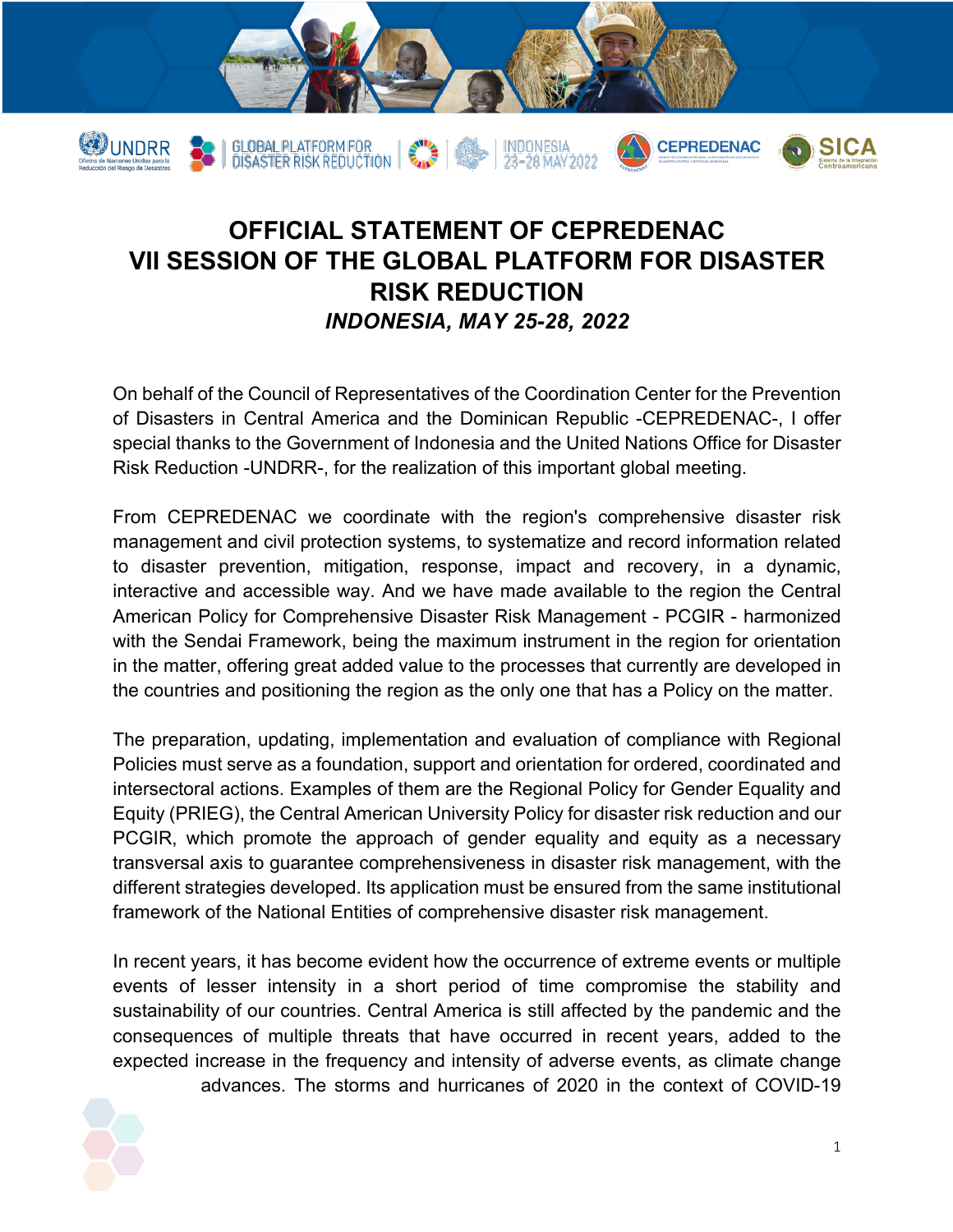# OFFICIAL STATEMENT OF CEPREDENAC VII SESSION OF THE GLOBAL PLATFORM FOR DISASTER RISK REDUCTION

***INDONESIA, MAY 25-28, 2022***

On behalf of the Council of Representatives of the Coordination Center for the Prevention of Disasters in Central America and the Dominican Republic -CEPREDENAC-, I offer special thanks to the Government of Indonesia and the United Nations Office for Disaster Risk Reduction -UNDRR-, for the realization of this important global meeting.

From CEPREDENAC we coordinate with the region's comprehensive disaster risk management and civil protection systems, to systematize and record information related to disaster prevention, mitigation, response, impact and recovery, in a dynamic, interactive and accessible way. And we have made available to the region the Central American Policy for Comprehensive Disaster Risk Management - PCGIR - harmonized with the Sendai Framework, being the maximum instrument in the region for orientation in the matter, offering great added value to the processes that currently are developed in the countries and positioning the region as the only one that has a Policy on the matter.

The preparation, updating, implementation and evaluation of compliance with Regional Policies must serve as a foundation, support and orientation for ordered, coordinated and intersectoral actions. Examples of them are the Regional Policy for Gender Equality and Equity (PRIEG), the Central American University Policy for disaster risk reduction and our PCGIR, which promote the approach of gender equality and equity as a necessary transversal axis to guarantee comprehensiveness in disaster risk management, with the different strategies developed. Its application must be ensured from the same institutional framework of the National Entities of comprehensive disaster risk management.

In recent years, it has become evident how the occurrence of extreme events or multiple events of lesser intensity in a short period of time compromise the stability and sustainability of our countries. Central America is still affected by the pandemic and the consequences of multiple threats that have occurred in recent years, added to the expected increase in the frequency and intensity of adverse events, as climate change advances. The storms and hurricanes of 2020 in the context of COVID-19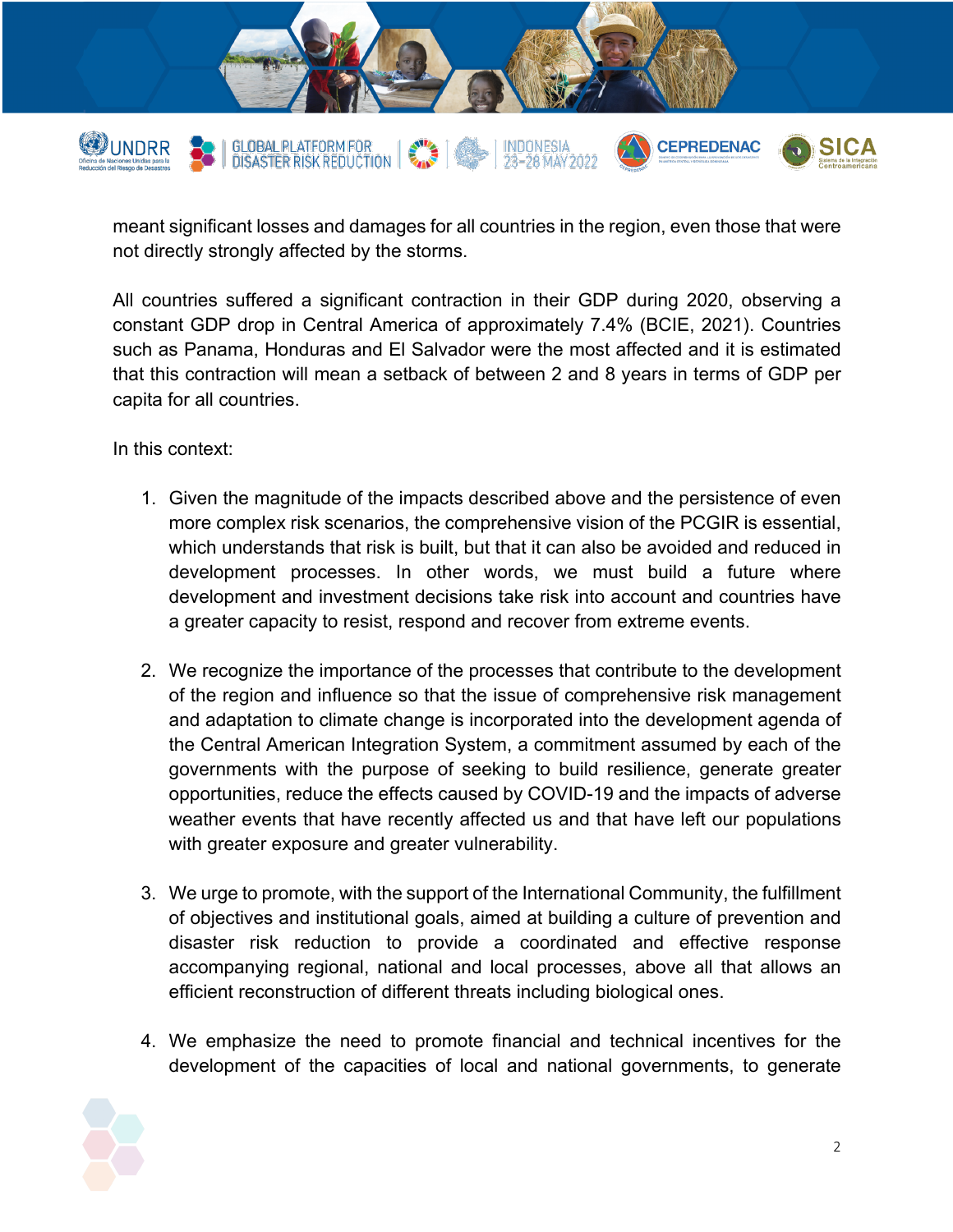meant significant losses and damages for all countries in the region, even those that were not directly strongly affected by the storms.

All countries suffered a significant contraction in their GDP during 2020, observing a constant GDP drop in Central America of approximately 7.4% (BCIE, 2021). Countries such as Panama, Honduras and El Salvador were the most affected and it is estimated that this contraction will mean a setback of between 2 and 8 years in terms of GDP per capita for all countries.

In this context:

1. Given the magnitude of the impacts described above and the persistence of even more complex risk scenarios, the comprehensive vision of the PCGIR is essential, which understands that risk is built, but that it can also be avoided and reduced in development processes. In other words, we must build a future where development and investment decisions take risk into account and countries have a greater capacity to resist, respond and recover from extreme events.

2. We recognize the importance of the processes that contribute to the development of the region and influence so that the issue of comprehensive risk management and adaptation to climate change is incorporated into the development agenda of the Central American Integration System, a commitment assumed by each of the governments with the purpose of seeking to build resilience, generate greater opportunities, reduce the effects caused by COVID-19 and the impacts of adverse weather events that have recently affected us and that have left our populations with greater exposure and greater vulnerability.

3. We urge to promote, with the support of the International Community, the fulfillment of objectives and institutional goals, aimed at building a culture of prevention and disaster risk reduction to provide a coordinated and effective response accompanying regional, national and local processes, above all that allows an efficient reconstruction of different threats including biological ones.

4. We emphasize the need to promote financial and technical incentives for the development of the capacities of local and national governments, to generate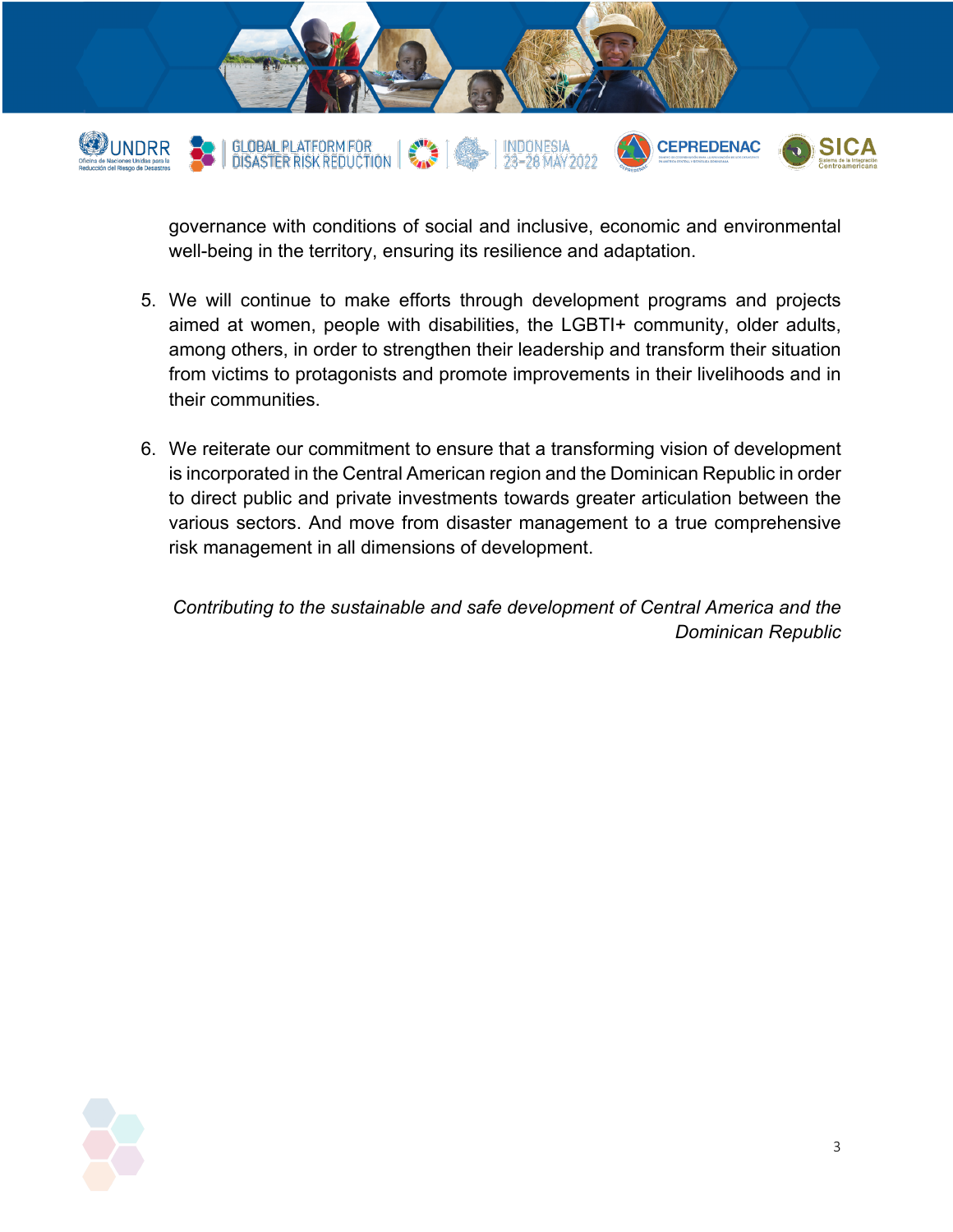governance with conditions of social and inclusive, economic and environmental well-being in the territory, ensuring its resilience and adaptation.

5. We will continue to make efforts through development programs and projects aimed at women, people with disabilities, the LGBTI+ community, older adults, among others, in order to strengthen their leadership and transform their situation from victims to protagonists and promote improvements in their livelihoods and in their communities.

6. We reiterate our commitment to ensure that a transforming vision of development is incorporated in the Central American region and the Dominican Republic in order to direct public and private investments towards greater articulation between the various sectors. And move from disaster management to a true comprehensive risk management in all dimensions of development.

*Contributing to the sustainable and safe development of Central America and the Dominican Republic*